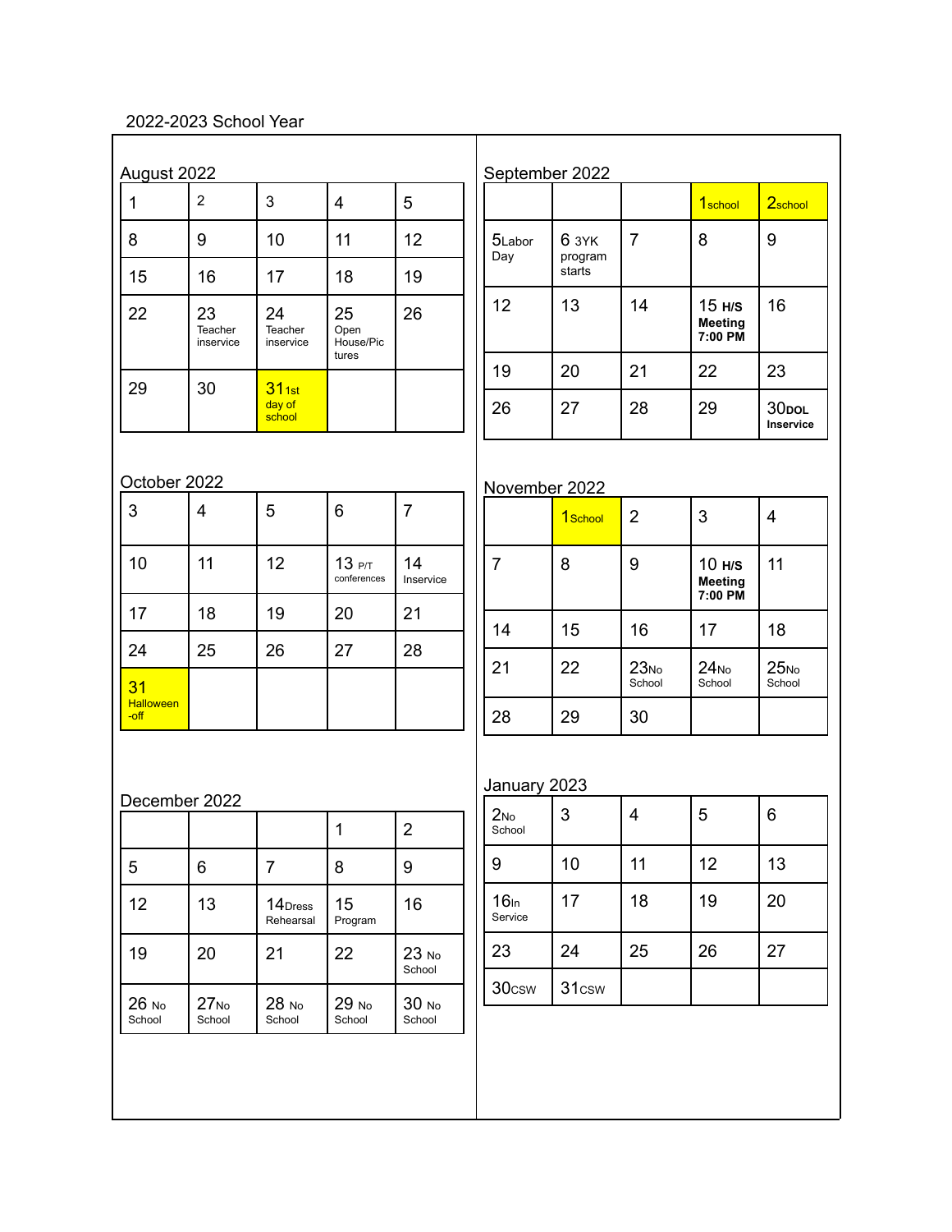# 2022-2023 School Year

## August 2022

| | | | | |
|---|---|---|---|---|
| 1 | 2 | 3 | 4 | 5 |
| 8 | 9 | 10 | 11 | 12 |
| 15 | 16 | 17 | 18 | 19 |
| 22 | 23 Teacher inservice | 24 Teacher inservice | 25 Open House/Pictures | 26 |
| 29 | 30 | 31 1st day of school | | |

## September 2022

| | | | | |
|---|---|---|---|---|
| | | | 1 school | 2 school |
| 5 Labor Day | 6 3YK program starts | 7 | 8 | 9 |
| 12 | 13 | 14 | 15 **H/S Meeting 7:00 PM** | 16 |
| 19 | 20 | 21 | 22 | 23 |
| 26 | 27 | 28 | 29 | 30 **DOL Inservice** |

## October 2022

| | | | | |
|---|---|---|---|---|
| 3 | 4 | 5 | 6 | 7 |
| 10 | 11 | 12 | 13 P/T conferences | 14 Inservice |
| 17 | 18 | 19 | 20 | 21 |
| 24 | 25 | 26 | 27 | 28 |
| 31 Halloween -off | | | | |

## November 2022

| | | | | |
|---|---|---|---|---|
| | 1 School | 2 | 3 | 4 |
| 7 | 8 | 9 | 10 **H/S Meeting 7:00 PM** | 11 |
| 14 | 15 | 16 | 17 | 18 |
| 21 | 22 | 23 No School | 24 No School | 25 No School |
| 28 | 29 | 30 | | |

## December 2022

| | | | | |
|---|---|---|---|---|
| | | | 1 | 2 |
| 5 | 6 | 7 | 8 | 9 |
| 12 | 13 | 14 Dress Rehearsal | 15 Program | 16 |
| 19 | 20 | 21 | 22 | 23 No School |
| 26 No School | 27 No School | 28 No School | 29 No School | 30 No School |

## January 2023

| | | | | |
|---|---|---|---|---|
| 2 No School | 3 | 4 | 5 | 6 |
| 9 | 10 | 11 | 12 | 13 |
| 16 In Service | 17 | 18 | 19 | 20 |
| 23 | 24 | 25 | 26 | 27 |
| 30 CSW | 31 CSW | | | |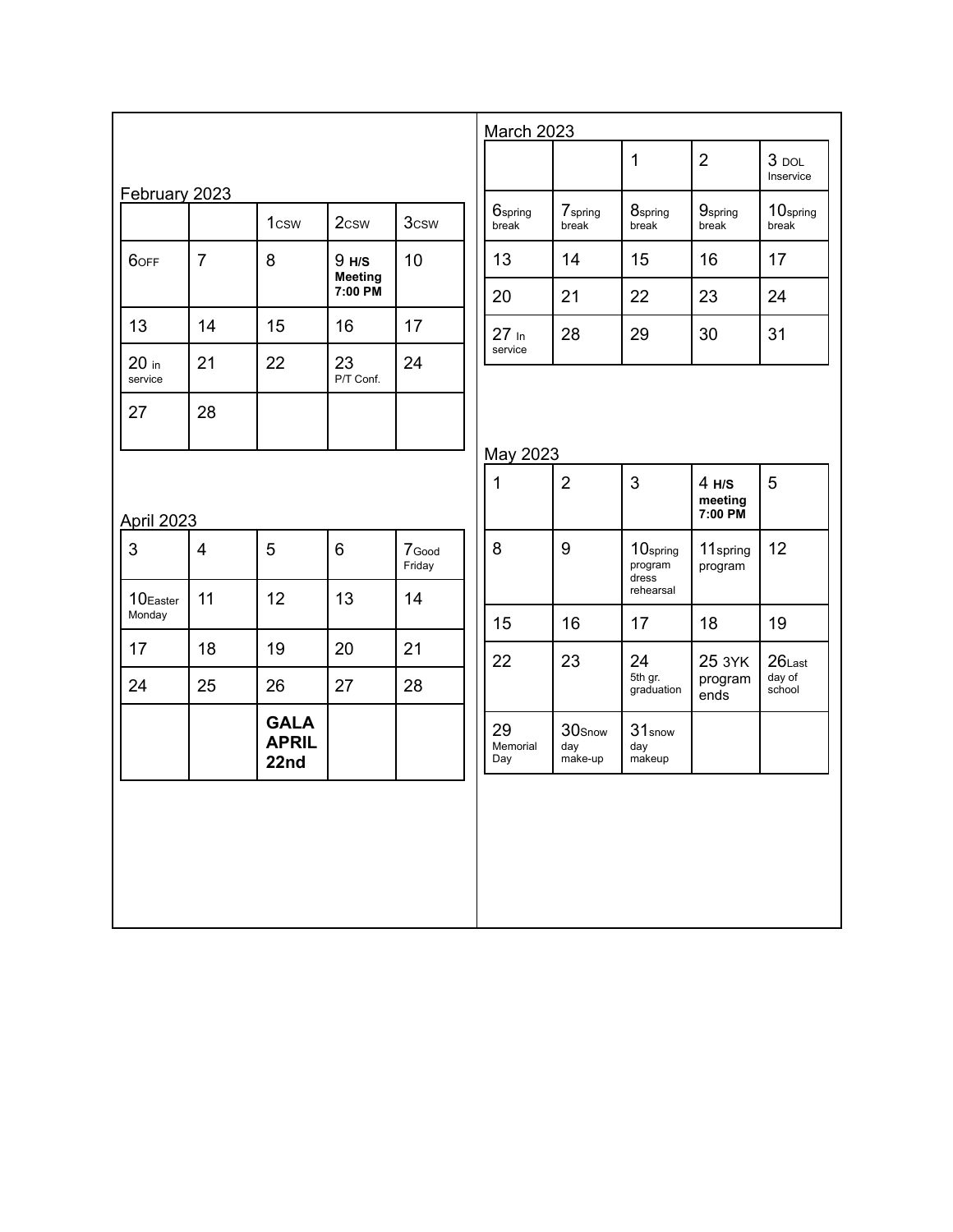February 2023

| | | | | |
|---|---|---|---|---|
| | | 1CSW | 2CSW | 3CSW |
| 6OFF | 7 | 8 | 9 **H/S Meeting 7:00 PM** | 10 |
| 13 | 14 | 15 | 16 | 17 |
| 20 in service | 21 | 22 | 23 P/T Conf. | 24 |
| 27 | 28 | | | |

April 2023

| | | | | |
|---|---|---|---|---|
| 3 | 4 | 5 | 6 | 7Good Friday |
| 10Easter Monday | 11 | 12 | 13 | 14 |
| 17 | 18 | 19 | 20 | 21 |
| 24 | 25 | 26 | 27 | 28 |
| | | **GALA APRIL 22nd** | | |

March 2023

| | | | | |
|---|---|---|---|---|
| | | 1 | 2 | 3 DOL Inservice |
| 6spring break | 7spring break | 8spring break | 9spring break | 10spring break |
| 13 | 14 | 15 | 16 | 17 |
| 20 | 21 | 22 | 23 | 24 |
| 27 In service | 28 | 29 | 30 | 31 |

May 2023

| | | | | |
|---|---|---|---|---|
| 1 | 2 | 3 | 4 **H/S meeting 7:00 PM** | 5 |
| 8 | 9 | 10spring program dress rehearsal | 11spring program | 12 |
| 15 | 16 | 17 | 18 | 19 |
| 22 | 23 | 24 5th gr. graduation | 25 3YK program ends | 26Last day of school |
| 29 Memorial Day | 30Snow day make-up | 31snow day makeup | | |